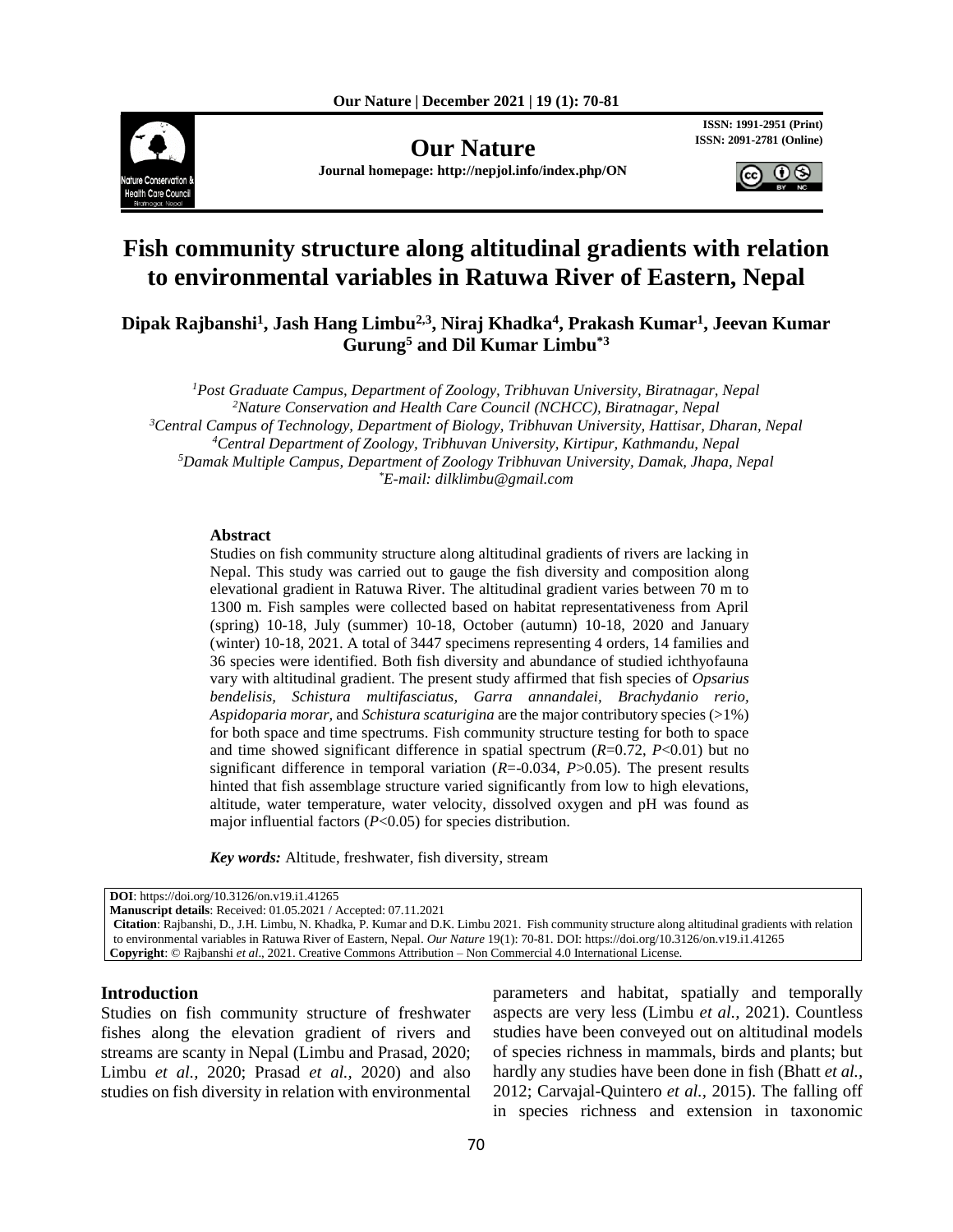Our Nature

Journal homepage: http://nepjol.info/index.php/ON

ISSN: 1991-2951 (Print)
ISSN: 2091-2781 (Online)

# Fish community structure along altitudinal gradients with relation to environmental variables in Ratuwa River of Eastern, Nepal

**Dipak Rajbanshi[1], Jash Hang Limbu[2,3], Niraj Khadka[4], Prakash Kumar[1], Jeevan Kumar Gurung[5] and Dil Kumar Limbu[*3]**

[1]*Post Graduate Campus, Department of Zoology, Tribhuvan University, Biratnagar, Nepal*
[2]*Nature Conservation and Health Care Council (NCHCC), Biratnagar, Nepal*
[3]*Central Campus of Technology, Department of Biology, Tribhuvan University, Hattisar, Dharan, Nepal*
[4]*Central Department of Zoology, Tribhuvan University, Kirtipur, Kathmandu, Nepal*
[5]*Damak Multiple Campus, Department of Zoology Tribhuvan University, Damak, Jhapa, Nepal*
[*]*E-mail: dilklimbu@gmail.com*

### Abstract

Studies on fish community structure along altitudinal gradients of rivers are lacking in Nepal. This study was carried out to gauge the fish diversity and composition along elevational gradient in Ratuwa River. The altitudinal gradient varies between 70 m to 1300 m. Fish samples were collected based on habitat representativeness from April (spring) 10-18, July (summer) 10-18, October (autumn) 10-18, 2020 and January (winter) 10-18, 2021. A total of 3447 specimens representing 4 orders, 14 families and 36 species were identified. Both fish diversity and abundance of studied ichthyofauna vary with altitudinal gradient. The present study affirmed that fish species of *Opsarius bendelisis, Schistura multifasciatus, Garra annandalei, Brachydanio rerio, Aspidoparia morar,* and *Schistura scaturigina* are the major contributory species (>1%) for both space and time spectrums. Fish community structure testing for both to space and time showed significant difference in spatial spectrum ($R$=0.72, $P$<0.01) but no significant difference in temporal variation ($R$=-0.034, $P$>0.05). The present results hinted that fish assemblage structure varied significantly from low to high elevations, altitude, water temperature, water velocity, dissolved oxygen and pH was found as major influential factors ($P$<0.05) for species distribution.

***Key words:*** Altitude, freshwater, fish diversity, stream

**DOI**: https://doi.org/10.3126/on.v19.i1.41265
**Manuscript details**: Received: 01.05.2021 / Accepted: 07.11.2021
**Citation**: Rajbanshi, D., J.H. Limbu, N. Khadka, P. Kumar and D.K. Limbu 2021. Fish community structure along altitudinal gradients with relation to environmental variables in Ratuwa River of Eastern, Nepal. *Our Nature* 19(1): 70-81. DOI: https://doi.org/10.3126/on.v19.i1.41265
**Copyright**: © Rajbanshi *et al.*, 2021. Creative Commons Attribution – Non Commercial 4.0 International License.

## Introduction

Studies on fish community structure of freshwater fishes along the elevation gradient of rivers and streams are scanty in Nepal (Limbu and Prasad, 2020; Limbu *et al.,* 2020; Prasad *et al.,* 2020) and also studies on fish diversity in relation with environmental parameters and habitat, spatially and temporally aspects are very less (Limbu *et al.,* 2021). Countless studies have been conveyed out on altitudinal models of species richness in mammals, birds and plants; but hardly any studies have been done in fish (Bhatt *et al.,* 2012; Carvajal-Quintero *et al.,* 2015). The falling off in species richness and extension in taxonomic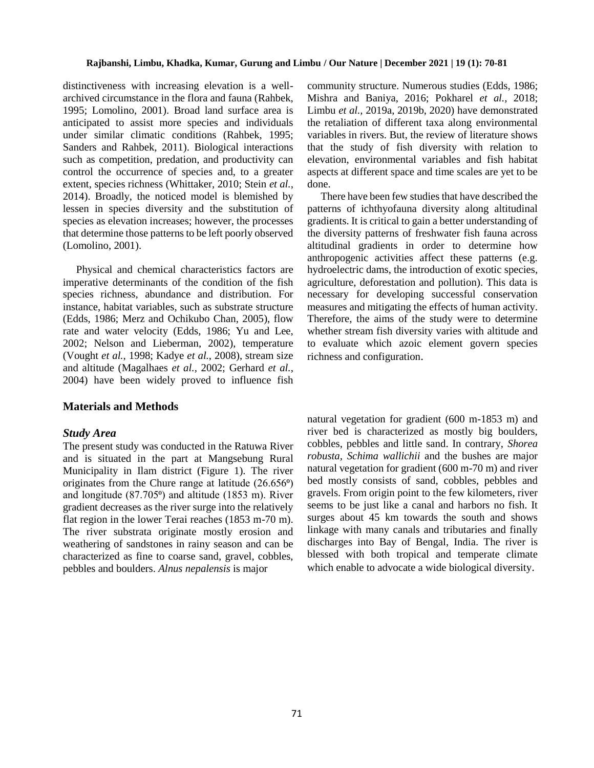distinctiveness with increasing elevation is a well-archived circumstance in the flora and fauna (Rahbek, 1995; Lomolino, 2001). Broad land surface area is anticipated to assist more species and individuals under similar climatic conditions (Rahbek, 1995; Sanders and Rahbek, 2011). Biological interactions such as competition, predation, and productivity can control the occurrence of species and, to a greater extent, species richness (Whittaker, 2010; Stein *et al.*, 2014). Broadly, the noticed model is blemished by lessen in species diversity and the substitution of species as elevation increases; however, the processes that determine those patterns to be left poorly observed (Lomolino, 2001).

Physical and chemical characteristics factors are imperative determinants of the condition of the fish species richness, abundance and distribution. For instance, habitat variables, such as substrate structure (Edds, 1986; Merz and Ochikubo Chan, 2005), flow rate and water velocity (Edds, 1986; Yu and Lee, 2002; Nelson and Lieberman, 2002), temperature (Vought *et al.*, 1998; Kadye *et al.*, 2008), stream size and altitude (Magalhaes *et al.*, 2002; Gerhard *et al.*, 2004) have been widely proved to influence fish community structure. Numerous studies (Edds, 1986; Mishra and Baniya, 2016; Pokharel *et al.*, 2018; Limbu *et al.*, 2019a, 2019b, 2020) have demonstrated the retaliation of different taxa along environmental variables in rivers. But, the review of literature shows that the study of fish diversity with relation to elevation, environmental variables and fish habitat aspects at different space and time scales are yet to be done.

There have been few studies that have described the patterns of ichthyofauna diversity along altitudinal gradients. It is critical to gain a better understanding of the diversity patterns of freshwater fish fauna across altitudinal gradients in order to determine how anthropogenic activities affect these patterns (e.g. hydroelectric dams, the introduction of exotic species, agriculture, deforestation and pollution). This data is necessary for developing successful conservation measures and mitigating the effects of human activity. Therefore, the aims of the study were to determine whether stream fish diversity varies with altitude and to evaluate which azoic element govern species richness and configuration.

## Materials and Methods

### *Study Area*

The present study was conducted in the Ratuwa River and is situated in the part at Mangsebung Rural Municipality in Ilam district (Figure 1). The river originates from the Chure range at latitude (26.656º) and longitude (87.705º) and altitude (1853 m). River gradient decreases as the river surge into the relatively flat region in the lower Terai reaches (1853 m-70 m). The river substrata originate mostly erosion and weathering of sandstones in rainy season and can be characterized as fine to coarse sand, gravel, cobbles, pebbles and boulders. *Alnus nepalensis* is major natural vegetation for gradient (600 m-1853 m) and river bed is characterized as mostly big boulders, cobbles, pebbles and little sand. In contrary, *Shorea robusta*, *Schima wallichii* and the bushes are major natural vegetation for gradient (600 m-70 m) and river bed mostly consists of sand, cobbles, pebbles and gravels. From origin point to the few kilometers, river seems to be just like a canal and harbors no fish. It surges about 45 km towards the south and shows linkage with many canals and tributaries and finally discharges into Bay of Bengal, India. The river is blessed with both tropical and temperate climate which enable to advocate a wide biological diversity.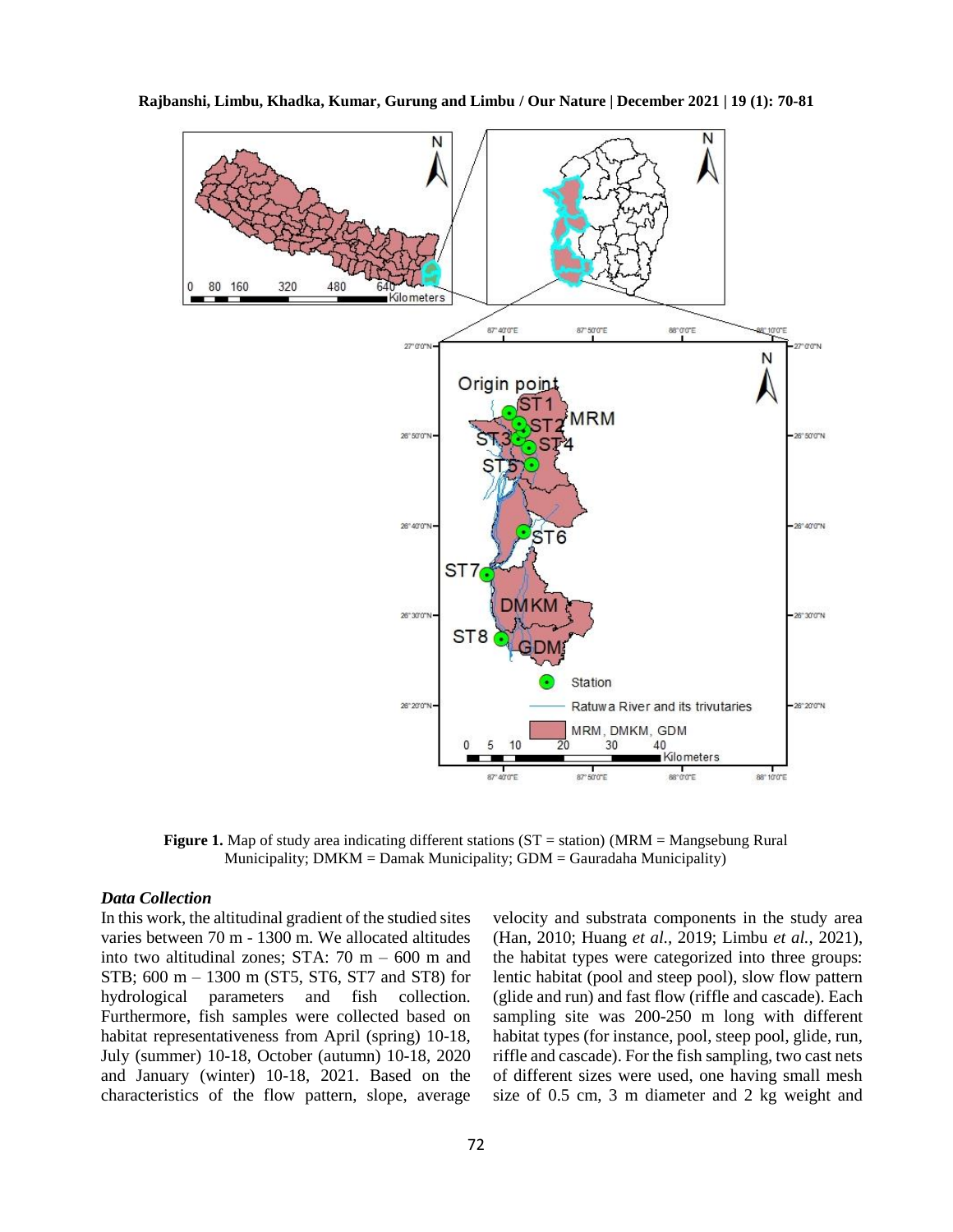**Figure 1.** Map of study area indicating different stations (ST = station) (MRM = Mangsebung Rural Municipality; DMKM = Damak Municipality; GDM = Gauradaha Municipality)

### *Data Collection*

In this work, the altitudinal gradient of the studied sites varies between 70 m - 1300 m. We allocated altitudes into two altitudinal zones; STA: 70 m – 600 m and STB; 600 m – 1300 m (ST5, ST6, ST7 and ST8) for hydrological parameters and fish collection. Furthermore, fish samples were collected based on habitat representativeness from April (spring) 10-18, July (summer) 10-18, October (autumn) 10-18, 2020 and January (winter) 10-18, 2021. Based on the characteristics of the flow pattern, slope, average velocity and substrata components in the study area (Han, 2010; Huang *et al.,* 2019; Limbu *et al.,* 2021), the habitat types were categorized into three groups: lentic habitat (pool and steep pool), slow flow pattern (glide and run) and fast flow (riffle and cascade). Each sampling site was 200-250 m long with different habitat types (for instance, pool, steep pool, glide, run, riffle and cascade). For the fish sampling, two cast nets of different sizes were used, one having small mesh size of 0.5 cm, 3 m diameter and 2 kg weight and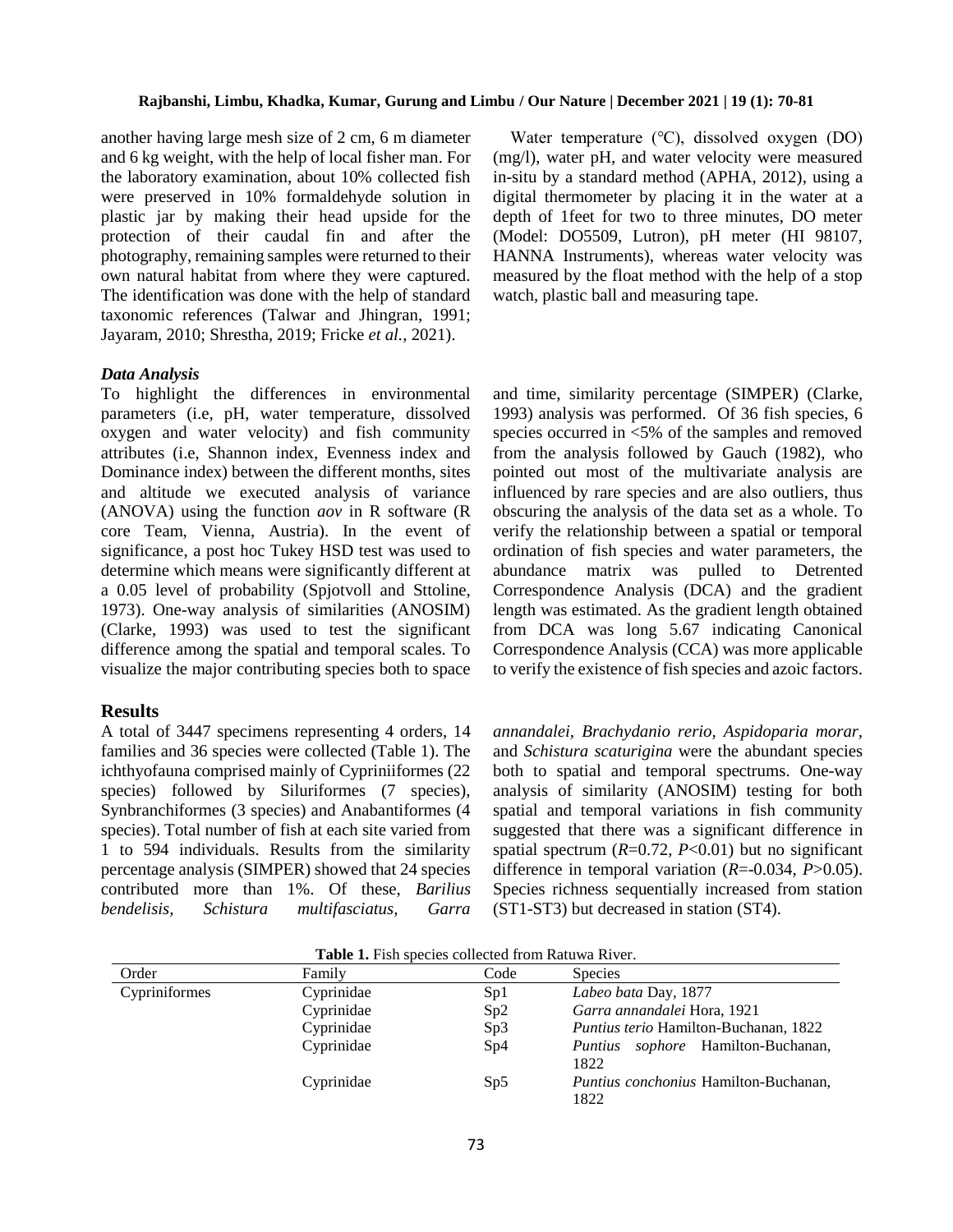another having large mesh size of 2 cm, 6 m diameter and 6 kg weight, with the help of local fisher man. For the laboratory examination, about 10% collected fish were preserved in 10% formaldehyde solution in plastic jar by making their head upside for the protection of their caudal fin and after the photography, remaining samples were returned to their own natural habitat from where they were captured. The identification was done with the help of standard taxonomic references (Talwar and Jhingran, 1991; Jayaram, 2010; Shrestha, 2019; Fricke *et al.,* 2021).

Water temperature (°C), dissolved oxygen (DO) (mg/l), water pH, and water velocity were measured in-situ by a standard method (APHA, 2012), using a digital thermometer by placing it in the water at a depth of 1feet for two to three minutes, DO meter (Model: DO5509, Lutron), pH meter (HI 98107, HANNA Instruments), whereas water velocity was measured by the float method with the help of a stop watch, plastic ball and measuring tape.

### *Data Analysis*

To highlight the differences in environmental parameters (i.e, pH, water temperature, dissolved oxygen and water velocity) and fish community attributes (i.e, Shannon index, Evenness index and Dominance index) between the different months, sites and altitude we executed analysis of variance (ANOVA) using the function *aov* in R software (R core Team, Vienna, Austria). In the event of significance, a post hoc Tukey HSD test was used to determine which means were significantly different at a 0.05 level of probability (Spjotvoll and Sttoline, 1973). One-way analysis of similarities (ANOSIM) (Clarke, 1993) was used to test the significant difference among the spatial and temporal scales. To visualize the major contributing species both to space and time, similarity percentage (SIMPER) (Clarke, 1993) analysis was performed. Of 36 fish species, 6 species occurred in <5% of the samples and removed from the analysis followed by Gauch (1982), who pointed out most of the multivariate analysis are influenced by rare species and are also outliers, thus obscuring the analysis of the data set as a whole. To verify the relationship between a spatial or temporal ordination of fish species and water parameters, the abundance matrix was pulled to Detrented Correspondence Analysis (DCA) and the gradient length was estimated. As the gradient length obtained from DCA was long 5.67 indicating Canonical Correspondence Analysis (CCA) was more applicable to verify the existence of fish species and azoic factors.

## Results

A total of 3447 specimens representing 4 orders, 14 families and 36 species were collected (Table 1). The ichthyofauna comprised mainly of Cypriniiformes (22 species) followed by Siluriformes (7 species), Synbranchiformes (3 species) and Anabantiformes (4 species). Total number of fish at each site varied from 1 to 594 individuals. Results from the similarity percentage analysis (SIMPER) showed that 24 species contributed more than 1%. Of these, *Barilius bendelisis, Schistura multifasciatus, Garra annandalei, Brachydanio rerio, Aspidoparia morar,* and *Schistura scaturigina* were the abundant species both to spatial and temporal spectrums. One-way analysis of similarity (ANOSIM) testing for both spatial and temporal variations in fish community suggested that there was a significant difference in spatial spectrum ($R$=0.72, $P$<0.01) but no significant difference in temporal variation ($R$=-0.034, $P$>0.05). Species richness sequentially increased from station (ST1-ST3) but decreased in station (ST4).

**Table 1.** Fish species collected from Ratuwa River.

| Order | Family | Code | Species |
|---|---|---|---|
| Cypriniformes | Cyprinidae | Sp1 | *Labeo bata* Day, 1877 |
| | Cyprinidae | Sp2 | *Garra annandalei* Hora, 1921 |
| | Cyprinidae | Sp3 | *Puntius terio* Hamilton-Buchanan, 1822 |
| | Cyprinidae | Sp4 | *Puntius sophore* Hamilton-Buchanan, 1822 |
| | Cyprinidae | Sp5 | *Puntius conchonius* Hamilton-Buchanan, 1822 |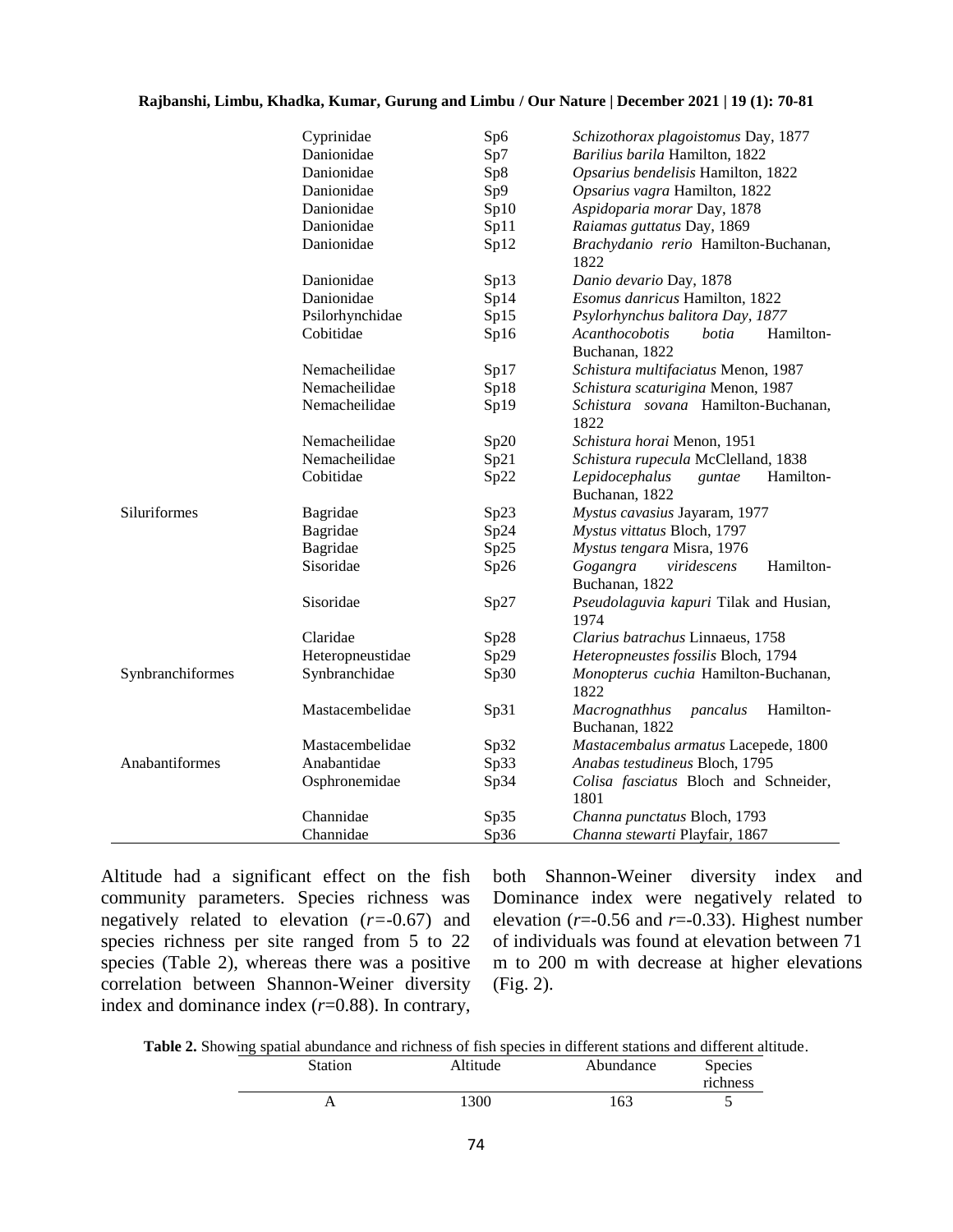| | Cyprinidae | Sp6 | *Schizothorax plagoistomus* Day, 1877 |
|---|---|---|---|
| | Danionidae | Sp7 | *Barilius barila* Hamilton, 1822 |
| | Danionidae | Sp8 | *Opsarius bendelisis* Hamilton, 1822 |
| | Danionidae | Sp9 | *Opsarius vagra* Hamilton, 1822 |
| | Danionidae | Sp10 | *Aspidoparia morar* Day, 1878 |
| | Danionidae | Sp11 | *Raiamas guttatus* Day, 1869 |
| | Danionidae | Sp12 | *Brachydanio rerio* Hamilton-Buchanan, 1822 |
| | Danionidae | Sp13 | *Danio devario* Day, 1878 |
| | Danionidae | Sp14 | *Esomus danricus* Hamilton, 1822 |
| | Psilorhynchidae | Sp15 | *Psylorhynchus balitora Day, 1877* |
| | Cobitidae | Sp16 | *Acanthocobotis botia* Hamilton-Buchanan, 1822 |
| | Nemacheilidae | Sp17 | *Schistura multifaciatus* Menon, 1987 |
| | Nemacheilidae | Sp18 | *Schistura scaturigina* Menon, 1987 |
| | Nemacheilidae | Sp19 | *Schistura sovana* Hamilton-Buchanan, 1822 |
| | Nemacheilidae | Sp20 | *Schistura horai* Menon, 1951 |
| | Nemacheilidae | Sp21 | *Schistura rupecula* McClelland, 1838 |
| | Cobitidae | Sp22 | *Lepidocephalus guntae* Hamilton-Buchanan, 1822 |
| Siluriformes | Bagridae | Sp23 | *Mystus cavasius* Jayaram, 1977 |
| | Bagridae | Sp24 | *Mystus vittatus* Bloch, 1797 |
| | Bagridae | Sp25 | *Mystus tengara* Misra, 1976 |
| | Sisoridae | Sp26 | *Gogangra viridescens* Hamilton-Buchanan, 1822 |
| | Sisoridae | Sp27 | *Pseudolaguvia kapuri* Tilak and Husian, 1974 |
| | Claridae | Sp28 | *Clarius batrachus* Linnaeus, 1758 |
| | Heteropneustidae | Sp29 | *Heteropneustes fossilis* Bloch, 1794 |
| Synbranchiformes | Synbranchidae | Sp30 | *Monopterus cuchia* Hamilton-Buchanan, 1822 |
| | Mastacembelidae | Sp31 | *Macrognathhus pancalus* Hamilton-Buchanan, 1822 |
| | Mastacembelidae | Sp32 | *Mastacembalus armatus* Lacepede, 1800 |
| Anabantiformes | Anabantidae | Sp33 | *Anabas testudineus* Bloch, 1795 |
| | Osphronemidae | Sp34 | *Colisa fasciatus* Bloch and Schneider, 1801 |
| | Channidae | Sp35 | *Channa punctatus* Bloch, 1793 |
| | Channidae | Sp36 | *Channa stewarti* Playfair, 1867 |

Altitude had a significant effect on the fish community parameters. Species richness was negatively related to elevation (*r*=-0.67) and species richness per site ranged from 5 to 22 species (Table 2), whereas there was a positive correlation between Shannon-Weiner diversity index and dominance index (*r*=0.88). In contrary, both Shannon-Weiner diversity index and Dominance index were negatively related to elevation (*r*=-0.56 and *r*=-0.33). Highest number of individuals was found at elevation between 71 m to 200 m with decrease at higher elevations (Fig. 2).

**Table 2.** Showing spatial abundance and richness of fish species in different stations and different altitude.

| Station | Altitude | Abundance | Species richness |
|---|---|---|---|
| A | 1300 | 163 | 5 |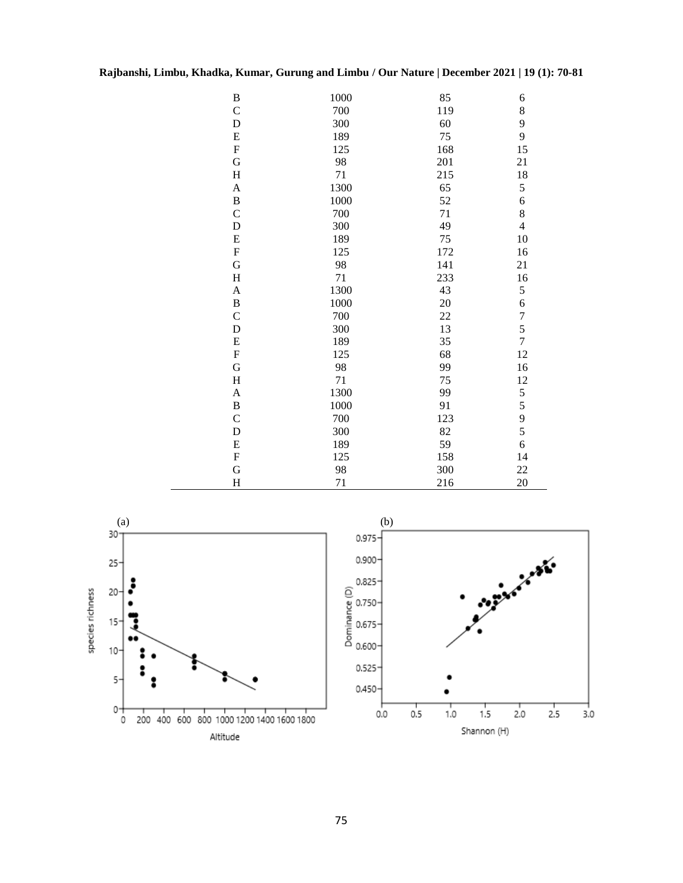| | | | |
|---|---|---|---|
| B | 1000 | 85 | 6 |
| C | 700 | 119 | 8 |
| D | 300 | 60 | 9 |
| E | 189 | 75 | 9 |
| F | 125 | 168 | 15 |
| G | 98 | 201 | 21 |
| H | 71 | 215 | 18 |
| A | 1300 | 65 | 5 |
| B | 1000 | 52 | 6 |
| C | 700 | 71 | 8 |
| D | 300 | 49 | 4 |
| E | 189 | 75 | 10 |
| F | 125 | 172 | 16 |
| G | 98 | 141 | 21 |
| H | 71 | 233 | 16 |
| A | 1300 | 43 | 5 |
| B | 1000 | 20 | 6 |
| C | 700 | 22 | 7 |
| D | 300 | 13 | 5 |
| E | 189 | 35 | 7 |
| F | 125 | 68 | 12 |
| G | 98 | 99 | 16 |
| H | 71 | 75 | 12 |
| A | 1300 | 99 | 5 |
| B | 1000 | 91 | 5 |
| C | 700 | 123 | 9 |
| D | 300 | 82 | 5 |
| E | 189 | 59 | 6 |
| F | 125 | 158 | 14 |
| G | 98 | 300 | 22 |
| H | 71 | 216 | 20 |

(a) (b)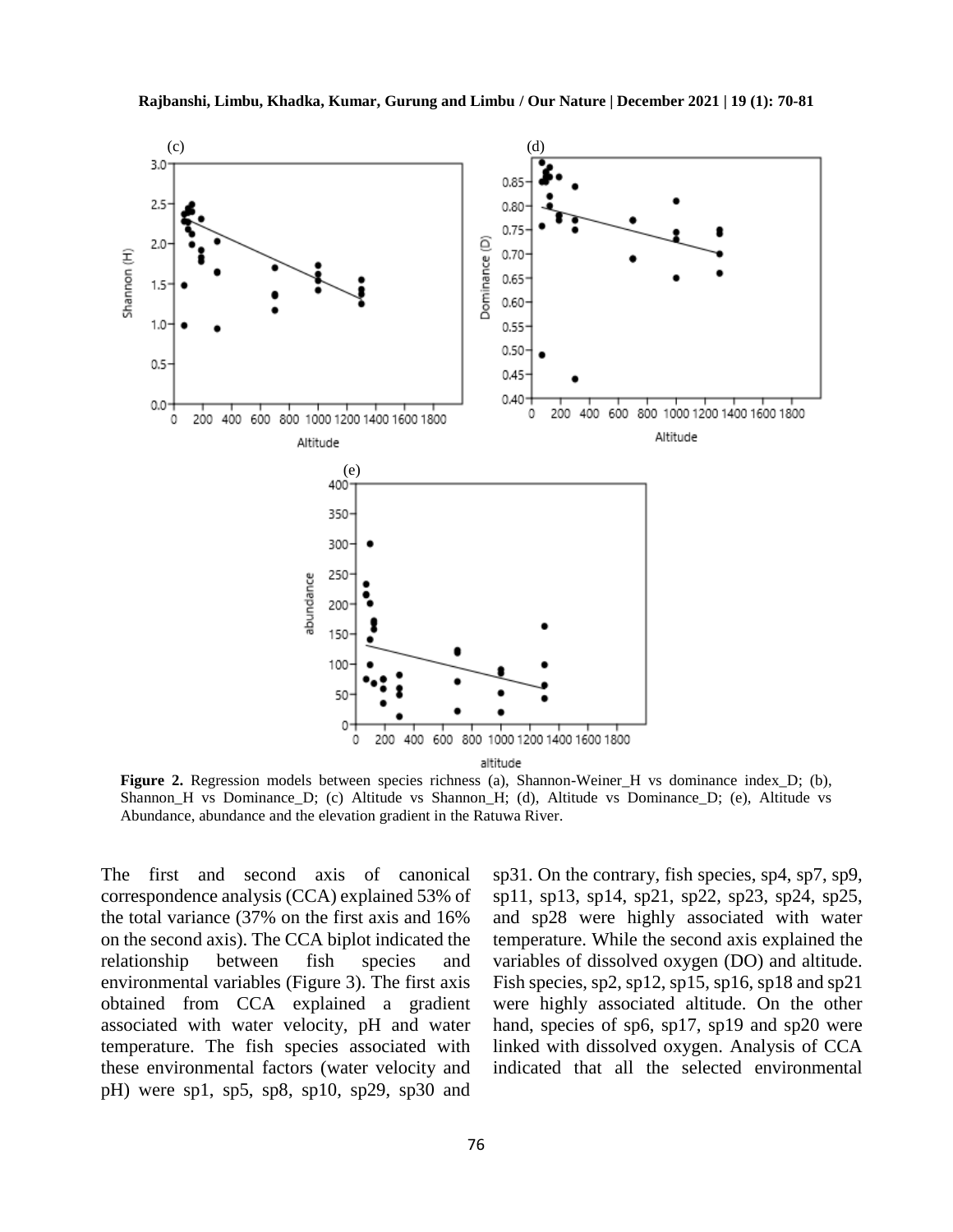**Figure 2.** Regression models between species richness (a), Shannon-Weiner_H vs dominance index_D; (b), Shannon_H vs Dominance_D; (c) Altitude vs Shannon_H; (d), Altitude vs Dominance_D; (e), Altitude vs Abundance, abundance and the elevation gradient in the Ratuwa River.

The first and second axis of canonical correspondence analysis (CCA) explained 53% of the total variance (37% on the first axis and 16% on the second axis). The CCA biplot indicated the relationship between fish species and environmental variables (Figure 3). The first axis obtained from CCA explained a gradient associated with water velocity, pH and water temperature. The fish species associated with these environmental factors (water velocity and pH) were sp1, sp5, sp8, sp10, sp29, sp30 and sp31. On the contrary, fish species, sp4, sp7, sp9, sp11, sp13, sp14, sp21, sp22, sp23, sp24, sp25, and sp28 were highly associated with water temperature. While the second axis explained the variables of dissolved oxygen (DO) and altitude. Fish species, sp2, sp12, sp15, sp16, sp18 and sp21 were highly associated altitude. On the other hand, species of sp6, sp17, sp19 and sp20 were linked with dissolved oxygen. Analysis of CCA indicated that all the selected environmental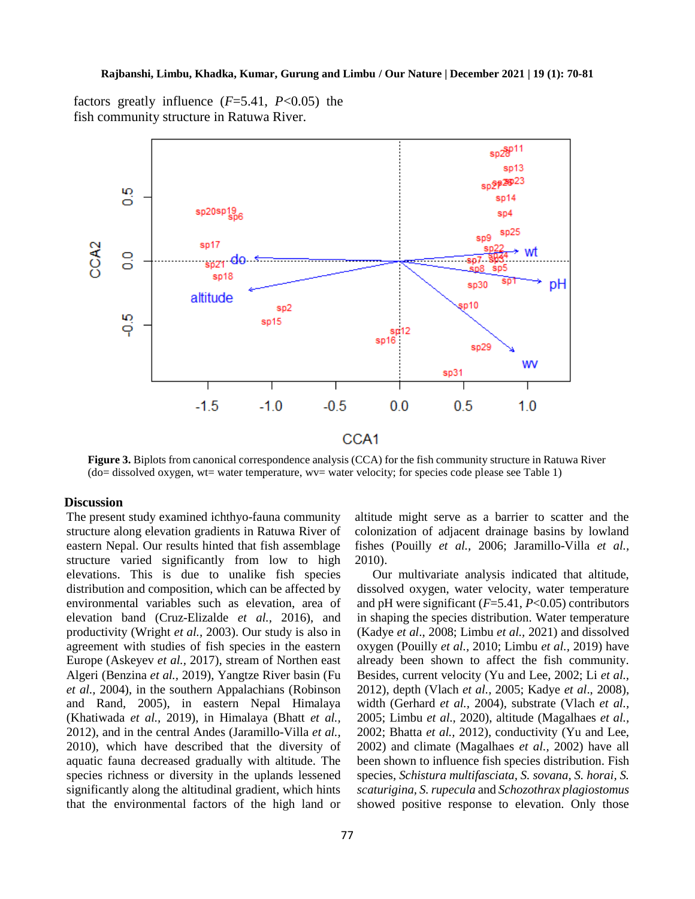factors greatly influence ($F$=5.41, $P$<0.05) the fish community structure in Ratuwa River.

**Figure 3.** Biplots from canonical correspondence analysis (CCA) for the fish community structure in Ratuwa River (do= dissolved oxygen, wt= water temperature, wv= water velocity; for species code please see Table 1)

## Discussion

The present study examined ichthyo-fauna community structure along elevation gradients in Ratuwa River of eastern Nepal. Our results hinted that fish assemblage structure varied significantly from low to high elevations. This is due to unalike fish species distribution and composition, which can be affected by environmental variables such as elevation, area of elevation band (Cruz-Elizalde *et al.,* 2016), and productivity (Wright *et al.,* 2003). Our study is also in agreement with studies of fish species in the eastern Europe (Askeyev *et al.,* 2017), stream of Northen east Algeri (Benzina *et al.,* 2019), Yangtze River basin (Fu *et al.,* 2004), in the southern Appalachians (Robinson and Rand, 2005), in eastern Nepal Himalaya (Khatiwada *et al.,* 2019), in Himalaya (Bhatt *et al.,* 2012), and in the central Andes (Jaramillo-Villa *et al.,* 2010), which have described that the diversity of aquatic fauna decreased gradually with altitude. The species richness or diversity in the uplands lessened significantly along the altitudinal gradient, which hints that the environmental factors of the high land or altitude might serve as a barrier to scatter and the colonization of adjacent drainage basins by lowland fishes (Pouilly *et al.,* 2006; Jaramillo-Villa *et al.,* 2010).

Our multivariate analysis indicated that altitude, dissolved oxygen, water velocity, water temperature and pH were significant ($F$=5.41, $P$<0.05) contributors in shaping the species distribution. Water temperature (Kadye *et al*., 2008; Limbu *et al*., 2021) and dissolved oxygen (Pouilly *et al.,* 2010; Limbu *et al.,* 2019) have already been shown to affect the fish community. Besides, current velocity (Yu and Lee, 2002; Li *et al.,* 2012), depth (Vlach *et al.,* 2005; Kadye *et al*., 2008), width (Gerhard *et al.,* 2004), substrate (Vlach *et al.,* 2005; Limbu *et al*., 2020), altitude (Magalhaes *et al.,* 2002; Bhatta *et al.,* 2012), conductivity (Yu and Lee, 2002) and climate (Magalhaes *et al.,* 2002) have all been shown to influence fish species distribution. Fish species, *Schistura multifasciata, S. sovana, S. horai, S. scaturigina, S. rupecula* and *Schozothrax plagiostomus* showed positive response to elevation. Only those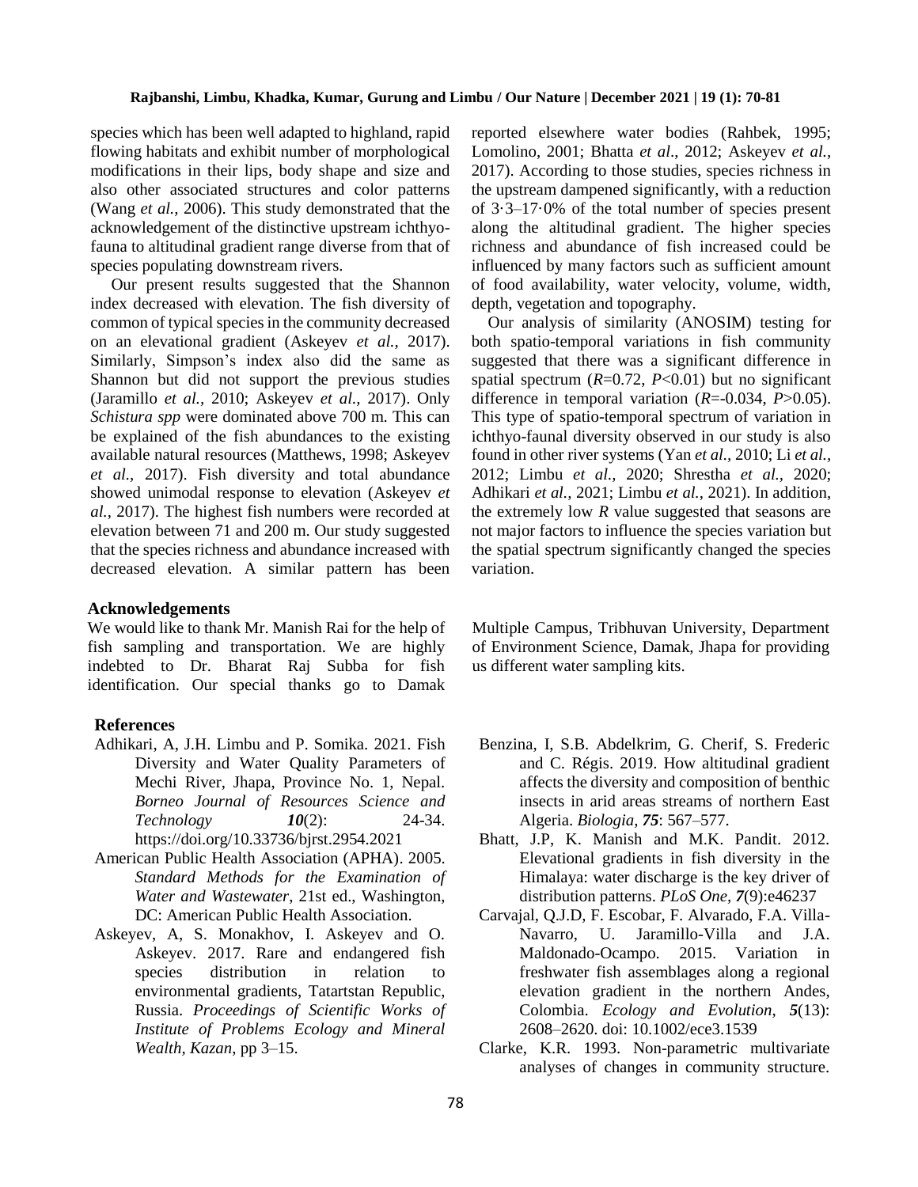species which has been well adapted to highland, rapid flowing habitats and exhibit number of morphological modifications in their lips, body shape and size and also other associated structures and color patterns (Wang *et al.,* 2006). This study demonstrated that the acknowledgement of the distinctive upstream ichthyo-fauna to altitudinal gradient range diverse from that of species populating downstream rivers.

Our present results suggested that the Shannon index decreased with elevation. The fish diversity of common of typical species in the community decreased on an elevational gradient (Askeyev *et al.,* 2017). Similarly, Simpson's index also did the same as Shannon but did not support the previous studies (Jaramillo *et al.,* 2010; Askeyev *et al.,* 2017). Only *Schistura spp* were dominated above 700 m. This can be explained of the fish abundances to the existing available natural resources (Matthews, 1998; Askeyev *et al.,* 2017). Fish diversity and total abundance showed unimodal response to elevation (Askeyev *et al.,* 2017). The highest fish numbers were recorded at elevation between 71 and 200 m. Our study suggested that the species richness and abundance increased with decreased elevation. A similar pattern has been reported elsewhere water bodies (Rahbek, 1995; Lomolino, 2001; Bhatta *et al*., 2012; Askeyev *et al.,* 2017). According to those studies, species richness in the upstream dampened significantly, with a reduction of 3·3–17·0% of the total number of species present along the altitudinal gradient. The higher species richness and abundance of fish increased could be influenced by many factors such as sufficient amount of food availability, water velocity, volume, width, depth, vegetation and topography.

Our analysis of similarity (ANOSIM) testing for both spatio-temporal variations in fish community suggested that there was a significant difference in spatial spectrum ($R$=0.72, $P$<0.01) but no significant difference in temporal variation ($R$=-0.034, $P$>0.05). This type of spatio-temporal spectrum of variation in ichthyo-faunal diversity observed in our study is also found in other river systems (Yan *et al.,* 2010; Li *et al.,* 2012; Limbu *et al.,* 2020; Shrestha *et al.,* 2020; Adhikari *et al.,* 2021; Limbu *et al.,* 2021). In addition, the extremely low $R$ value suggested that seasons are not major factors to influence the species variation but the spatial spectrum significantly changed the species variation.

## Acknowledgements

We would like to thank Mr. Manish Rai for the help of fish sampling and transportation. We are highly indebted to Dr. Bharat Raj Subba for fish identification. Our special thanks go to Damak Multiple Campus, Tribhuvan University, Department of Environment Science, Damak, Jhapa for providing us different water sampling kits.

## References

Adhikari, A, J.H. Limbu and P. Somika. 2021. Fish Diversity and Water Quality Parameters of Mechi River, Jhapa, Province No. 1, Nepal. *Borneo Journal of Resources Science and Technology* ***10***(2): 24-34. https://doi.org/10.33736/bjrst.2954.2021

American Public Health Association (APHA). 2005. *Standard Methods for the Examination of Water and Wastewater*, 21st ed., Washington, DC: American Public Health Association.

Askeyev, A, S. Monakhov, I. Askeyev and O. Askeyev. 2017. Rare and endangered fish species distribution in relation to environmental gradients, Tatartstan Republic, Russia. *Proceedings of Scientific Works of Institute of Problems Ecology and Mineral Wealth, Kazan*, pp 3–15.

Benzina, I, S.B. Abdelkrim, G. Cherif, S. Frederic and C. Régis. 2019. How altitudinal gradient affects the diversity and composition of benthic insects in arid areas streams of northern East Algeria. *Biologia*, ***75***: 567–577.

Bhatt, J.P, K. Manish and M.K. Pandit. 2012. Elevational gradients in fish diversity in the Himalaya: water discharge is the key driver of distribution patterns. *PLoS One*, ***7***(9):e46237

Carvajal, Q.J.D, F. Escobar, F. Alvarado, F.A. Villa-Navarro, U. Jaramillo-Villa and J.A. Maldonado-Ocampo. 2015. Variation in freshwater fish assemblages along a regional elevation gradient in the northern Andes, Colombia. *Ecology and Evolution*, ***5***(13): 2608–2620. doi: 10.1002/ece3.1539

Clarke, K.R. 1993. Non-parametric multivariate analyses of changes in community structure.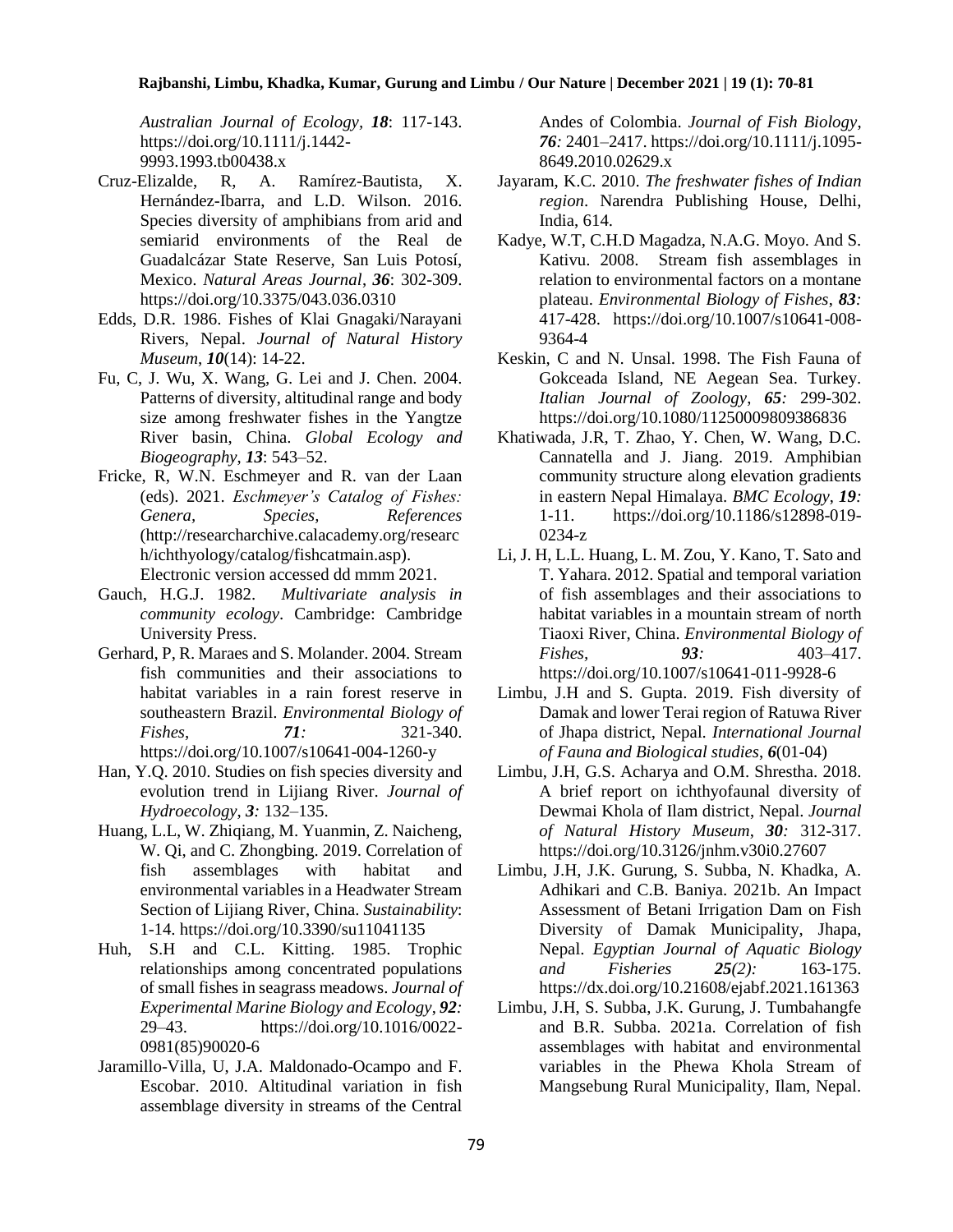*Australian Journal of Ecology*, ***18***: 117-143. https://doi.org/10.1111/j.1442-9993.1993.tb00438.x

Cruz-Elizalde, R, A. Ramírez-Bautista, X. Hernández-Ibarra, and L.D. Wilson. 2016. Species diversity of amphibians from arid and semiarid environments of the Real de Guadalcázar State Reserve, San Luis Potosí, Mexico. *Natural Areas Journal*, ***36***: 302-309. https://doi.org/10.3375/043.036.0310

Edds, D.R. 1986. Fishes of Klai Gnagaki/Narayani Rivers, Nepal. *Journal of Natural History Museum*, ***10***(14): 14-22.

Fu, C, J. Wu, X. Wang, G. Lei and J. Chen. 2004. Patterns of diversity, altitudinal range and body size among freshwater fishes in the Yangtze River basin, China. *Global Ecology and Biogeography*, ***13***: 543–52.

Fricke, R, W.N. Eschmeyer and R. van der Laan (eds). 2021. *Eschmeyer's Catalog of Fishes: Genera, Species, References* (http://researcharchive.calacademy.org/research/ichthyology/catalog/fishcatmain.asp). Electronic version accessed dd mmm 2021.

Gauch, H.G.J. 1982. *Multivariate analysis in community ecology*. Cambridge: Cambridge University Press.

Gerhard, P, R. Maraes and S. Molander. 2004. Stream fish communities and their associations to habitat variables in a rain forest reserve in southeastern Brazil. *Environmental Biology of Fishes*, ***71****:* 321-340. https://doi.org/10.1007/s10641-004-1260-y

Han, Y.Q. 2010. Studies on fish species diversity and evolution trend in Lijiang River. *Journal of Hydroecology*, ***3****:* 132–135.

Huang, L.L, W. Zhiqiang, M. Yuanmin, Z. Naicheng, W. Qi, and C. Zhongbing. 2019. Correlation of fish assemblages with habitat and environmental variables in a Headwater Stream Section of Lijiang River, China. *Sustainability*: 1-14. https://doi.org/10.3390/su11041135

Huh, S.H and C.L. Kitting. 1985. Trophic relationships among concentrated populations of small fishes in seagrass meadows. *Journal of Experimental Marine Biology and Ecology*, ***92****:* 29–43. https://doi.org/10.1016/0022-0981(85)90020-6

Jaramillo-Villa, U, J.A. Maldonado-Ocampo and F. Escobar. 2010. Altitudinal variation in fish assemblage diversity in streams of the Central Andes of Colombia. *Journal of Fish Biology*, ***76****:* 2401–2417. https://doi.org/10.1111/j.1095-8649.2010.02629.x

Jayaram, K.C. 2010. *The freshwater fishes of Indian region*. Narendra Publishing House, Delhi, India, 614.

Kadye, W.T, C.H.D Magadza, N.A.G. Moyo. And S. Kativu. 2008. Stream fish assemblages in relation to environmental factors on a montane plateau. *Environmental Biology of Fishes*, ***83****:* 417-428. https://doi.org/10.1007/s10641-008-9364-4

Keskin, C and N. Unsal. 1998. The Fish Fauna of Gokceada Island, NE Aegean Sea. Turkey. *Italian Journal of Zoology*, ***65****:* 299-302. https://doi.org/10.1080/11250009809386836

Khatiwada, J.R, T. Zhao, Y. Chen, W. Wang, D.C. Cannatella and J. Jiang. 2019. Amphibian community structure along elevation gradients in eastern Nepal Himalaya. *BMC Ecology*, ***19****:* 1-11. https://doi.org/10.1186/s12898-019-0234-z

Li, J. H, L.L. Huang, L. M. Zou, Y. Kano, T. Sato and T. Yahara. 2012. Spatial and temporal variation of fish assemblages and their associations to habitat variables in a mountain stream of north Tiaoxi River, China. *Environmental Biology of Fishes,* ***93****:* 403–417. https://doi.org/10.1007/s10641-011-9928-6

Limbu, J.H and S. Gupta. 2019. Fish diversity of Damak and lower Terai region of Ratuwa River of Jhapa district, Nepal. *International Journal of Fauna and Biological studies*, ***6***(01-04)

Limbu, J.H, G.S. Acharya and O.M. Shrestha. 2018. A brief report on ichthyofaunal diversity of Dewmai Khola of Ilam district, Nepal. *Journal of Natural History Museum*, ***30****:* 312-317. https://doi.org/10.3126/jnhm.v30i0.27607

Limbu, J.H, J.K. Gurung, S. Subba, N. Khadka, A. Adhikari and C.B. Baniya. 2021b. An Impact Assessment of Betani Irrigation Dam on Fish Diversity of Damak Municipality, Jhapa, Nepal. *Egyptian Journal of Aquatic Biology and Fisheries* ***25****(2):* 163-175. https://dx.doi.org/10.21608/ejabf.2021.161363

Limbu, J.H, S. Subba, J.K. Gurung, J. Tumbahangfe and B.R. Subba. 2021a. Correlation of fish assemblages with habitat and environmental variables in the Phewa Khola Stream of Mangsebung Rural Municipality, Ilam, Nepal.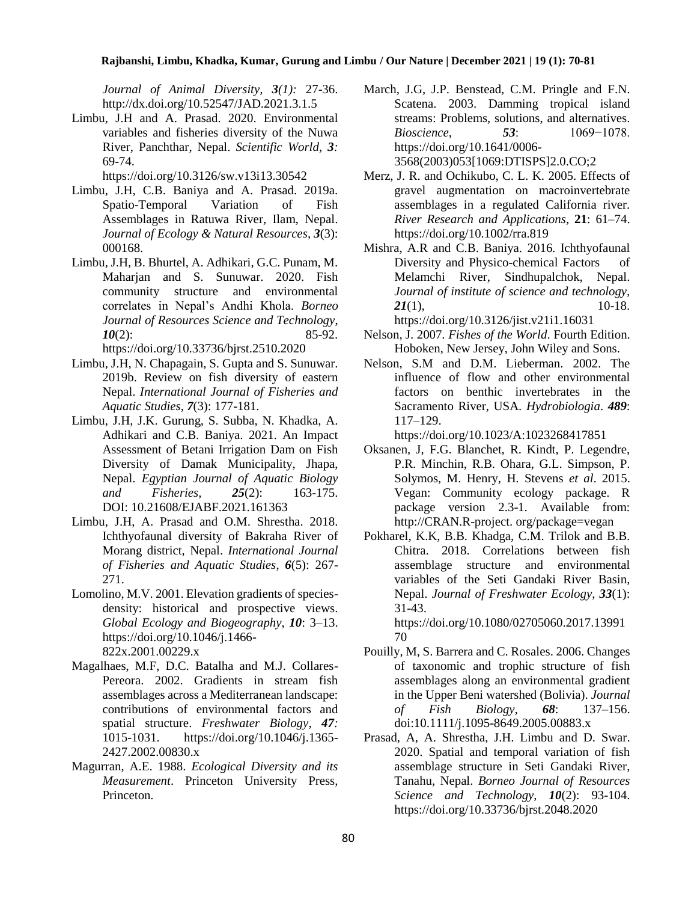*Journal of Animal Diversity*, ***3****(1):* 27-36. http://dx.doi.org/10.52547/JAD.2021.3.1.5

Limbu, J.H and A. Prasad. 2020. Environmental variables and fisheries diversity of the Nuwa River, Panchthar, Nepal. *Scientific World*, ***3****:* 69-74. https://doi.org/10.3126/sw.v13i13.30542

Limbu, J.H, C.B. Baniya and A. Prasad. 2019a. Spatio-Temporal Variation of Fish Assemblages in Ratuwa River, Ilam, Nepal. *Journal of Ecology & Natural Resources*, ***3***(3): 000168.

Limbu, J.H, B. Bhurtel, A. Adhikari, G.C. Punam, M. Maharjan and S. Sunuwar. 2020. Fish community structure and environmental correlates in Nepal's Andhi Khola. *Borneo Journal of Resources Science and Technology*, ***10***(2): 85-92. https://doi.org/10.33736/bjrst.2510.2020

Limbu, J.H, N. Chapagain, S. Gupta and S. Sunuwar. 2019b. Review on fish diversity of eastern Nepal. *International Journal of Fisheries and Aquatic Studies*, ***7***(3): 177-181.

Limbu, J.H, J.K. Gurung, S. Subba, N. Khadka, A. Adhikari and C.B. Baniya. 2021. An Impact Assessment of Betani Irrigation Dam on Fish Diversity of Damak Municipality, Jhapa, Nepal. *Egyptian Journal of Aquatic Biology and Fisheries*, ***25***(2): 163-175. DOI: 10.21608/EJABF.2021.161363

Limbu, J.H, A. Prasad and O.M. Shrestha. 2018. Ichthyofaunal diversity of Bakraha River of Morang district, Nepal. *International Journal of Fisheries and Aquatic Studies*, ***6***(5): 267-271.

Lomolino, M.V. 2001. Elevation gradients of species-density: historical and prospective views. *Global Ecology and Biogeography*, ***10***: 3–13. https://doi.org/10.1046/j.1466-822x.2001.00229.x

Magalhaes, M.F, D.C. Batalha and M.J. Collares-Pereora. 2002. Gradients in stream fish assemblages across a Mediterranean landscape: contributions of environmental factors and spatial structure. *Freshwater Biology*, ***47****:* 1015-1031. https://doi.org/10.1046/j.1365-2427.2002.00830.x

Magurran, A.E. 1988. *Ecological Diversity and its Measurement*. Princeton University Press, Princeton.

March, J.G, J.P. Benstead, C.M. Pringle and F.N. Scatena. 2003. Damming tropical island streams: Problems, solutions, and alternatives. *Bioscience*, ***53***: 1069−1078. https://doi.org/10.1641/0006-3568(2003)053[1069:DTISPS]2.0.CO;2

Merz, J. R. and Ochikubo, C. L. K. 2005. Effects of gravel augmentation on macroinvertebrate assemblages in a regulated California river. *River Research and Applications*, **21**: 61–74. https://doi.org/10.1002/rra.819

Mishra, A.R and C.B. Baniya. 2016. Ichthyofaunal Diversity and Physico-chemical Factors of Melamchi River, Sindhupalchok, Nepal. *Journal of institute of science and technology*, ***21***(1), 10-18. https://doi.org/10.3126/jist.v21i1.16031

Nelson, J. 2007. *Fishes of the World*. Fourth Edition. Hoboken, New Jersey, John Wiley and Sons.

Nelson, S.M and D.M. Lieberman. 2002. The influence of flow and other environmental factors on benthic invertebrates in the Sacramento River, USA. *Hydrobiologia*. ***489***: 117–129. https://doi.org/10.1023/A:1023268417851

Oksanen, J, F.G. Blanchet, R. Kindt, P. Legendre, P.R. Minchin, R.B. Ohara, G.L. Simpson, P. Solymos, M. Henry, H. Stevens *et al*. 2015. Vegan: Community ecology package. R package version 2.3-1. Available from: http://CRAN.R-project. org/package=vegan

Pokharel, K.K, B.B. Khadga, C.M. Trilok and B.B. Chitra. 2018. Correlations between fish assemblage structure and environmental variables of the Seti Gandaki River Basin, Nepal. *Journal of Freshwater Ecology*, ***33***(1): 31-43. https://doi.org/10.1080/02705060.2017.1399170

Pouilly, M, S. Barrera and C. Rosales. 2006. Changes of taxonomic and trophic structure of fish assemblages along an environmental gradient in the Upper Beni watershed (Bolivia). *Journal of Fish Biology*, ***68***: 137–156. doi:10.1111/j.1095-8649.2005.00883.x

Prasad, A, A. Shrestha, J.H. Limbu and D. Swar. 2020. Spatial and temporal variation of fish assemblage structure in Seti Gandaki River, Tanahu, Nepal. *Borneo Journal of Resources Science and Technology*, ***10***(2): 93-104. https://doi.org/10.33736/bjrst.2048.2020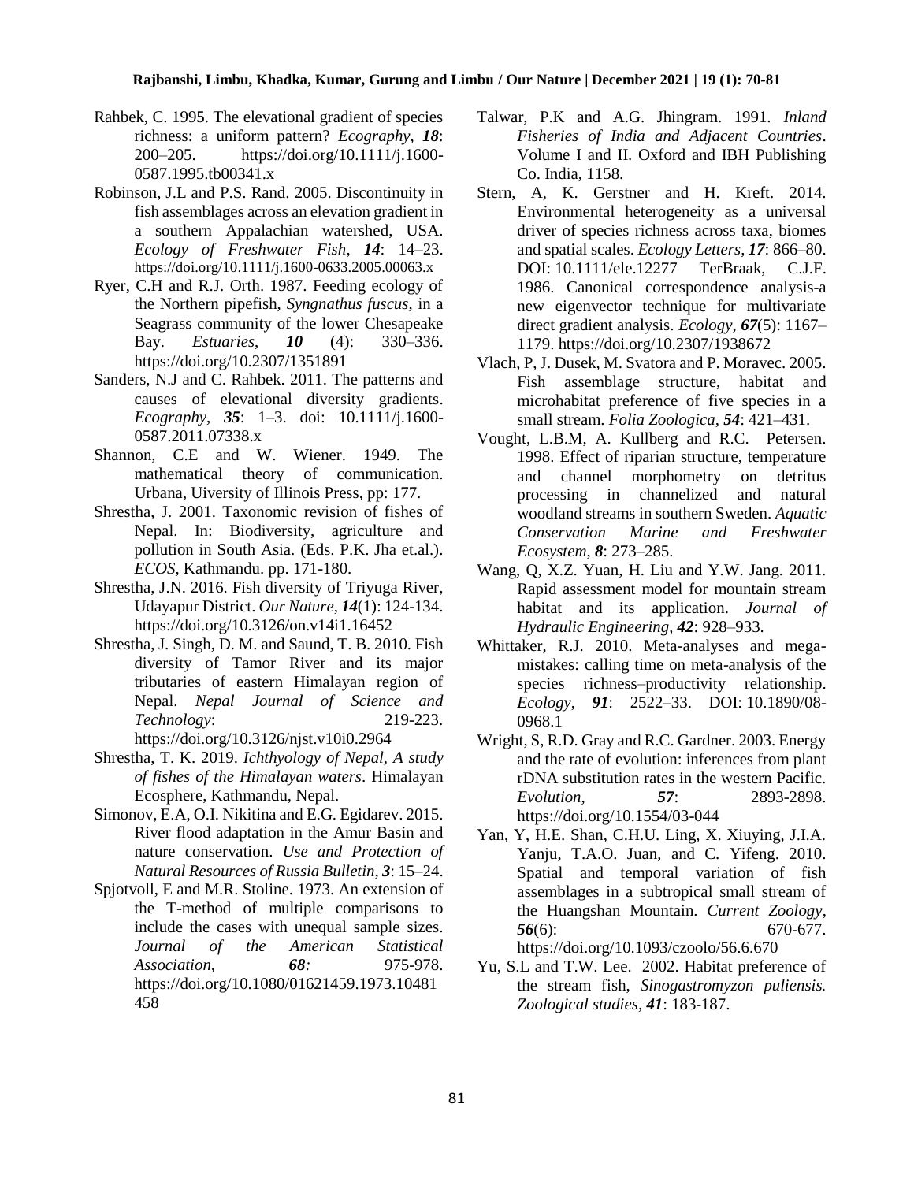Rahbek, C. 1995. The elevational gradient of species richness: a uniform pattern? *Ecography*, ***18***: 200–205. https://doi.org/10.1111/j.1600-0587.1995.tb00341.x

Robinson, J.L and P.S. Rand. 2005. Discontinuity in fish assemblages across an elevation gradient in a southern Appalachian watershed, USA. *Ecology of Freshwater Fish*, ***14***: 14–23. https://doi.org/10.1111/j.1600-0633.2005.00063.x

Ryer, C.H and R.J. Orth. 1987. Feeding ecology of the Northern pipefish, *Syngnathus fuscus*, in a Seagrass community of the lower Chesapeake Bay. *Estuaries*, ***10*** (4): 330–336. https://doi.org/10.2307/1351891

Sanders, N.J and C. Rahbek. 2011. The patterns and causes of elevational diversity gradients. *Ecography*, ***35***: 1–3. doi: 10.1111/j.1600-0587.2011.07338.x

Shannon, C.E and W. Wiener. 1949. The mathematical theory of communication. Urbana, Uiversity of Illinois Press, pp: 177.

Shrestha, J. 2001. Taxonomic revision of fishes of Nepal. In: Biodiversity, agriculture and pollution in South Asia. (Eds. P.K. Jha et.al.). *ECOS*, Kathmandu. pp. 171-180.

Shrestha, J.N. 2016. Fish diversity of Triyuga River, Udayapur District. *Our Nature*, ***14***(1): 124-134. https://doi.org/10.3126/on.v14i1.16452

Shrestha, J. Singh, D. M. and Saund, T. B. 2010. Fish diversity of Tamor River and its major tributaries of eastern Himalayan region of Nepal. *Nepal Journal of Science and Technology*: 219-223. https://doi.org/10.3126/njst.v10i0.2964

Shrestha, T. K. 2019. *Ichthyology of Nepal*, *A study of fishes of the Himalayan waters*. Himalayan Ecosphere, Kathmandu, Nepal.

Simonov, E.A, O.I. Nikitina and E.G. Egidarev. 2015. River flood adaptation in the Amur Basin and nature conservation. *Use and Protection of Natural Resources of Russia Bulletin*, ***3***: 15–24.

Spjotvoll, E and M.R. Stoline. 1973. An extension of the T-method of multiple comparisons to include the cases with unequal sample sizes. *Journal of the American Statistical Association*, ***68**:* 975-978. https://doi.org/10.1080/01621459.1973.10481458

Talwar, P.K and A.G. Jhingram. 1991. *Inland Fisheries of India and Adjacent Countries*. Volume I and II. Oxford and IBH Publishing Co. India, 1158.

Stern, A, K. Gerstner and H. Kreft. 2014. Environmental heterogeneity as a universal driver of species richness across taxa, biomes and spatial scales. *Ecology Letters*, ***17***: 866–80. DOI: 10.1111/ele.12277 TerBraak, C.J.F. 1986. Canonical correspondence analysis-a new eigenvector technique for multivariate direct gradient analysis. *Ecology*, ***67***(5): 1167–1179. https://doi.org/10.2307/1938672

Vlach, P, J. Dusek, M. Svatora and P. Moravec. 2005. Fish assemblage structure, habitat and microhabitat preference of five species in a small stream. *Folia Zoologica*, ***54***: 421–431.

Vought, L.B.M, A. Kullberg and R.C. Petersen. 1998. Effect of riparian structure, temperature and channel morphometry on detritus processing in channelized and natural woodland streams in southern Sweden. *Aquatic Conservation Marine and Freshwater Ecosystem*, ***8***: 273–285.

Wang, Q, X.Z. Yuan, H. Liu and Y.W. Jang. 2011. Rapid assessment model for mountain stream habitat and its application. *Journal of Hydraulic Engineering*, ***42***: 928–933.

Whittaker, R.J. 2010. Meta-analyses and mega-mistakes: calling time on meta-analysis of the species richness–productivity relationship. *Ecology*, ***91***: 2522–33. DOI: 10.1890/08-0968.1

Wright, S, R.D. Gray and R.C. Gardner. 2003. Energy and the rate of evolution: inferences from plant rDNA substitution rates in the western Pacific. *Evolution*, ***57***: 2893-2898. https://doi.org/10.1554/03-044

Yan, Y, H.E. Shan, C.H.U. Ling, X. Xiuying, J.I.A. Yanju, T.A.O. Juan, and C. Yifeng. 2010. Spatial and temporal variation of fish assemblages in a subtropical small stream of the Huangshan Mountain. *Current Zoology*, ***56***(6): 670-677. https://doi.org/10.1093/czoolo/56.6.670

Yu, S.L and T.W. Lee. 2002. Habitat preference of the stream fish, *Sinogastromyzon puliensis. Zoological studies*, ***41***: 183-187.